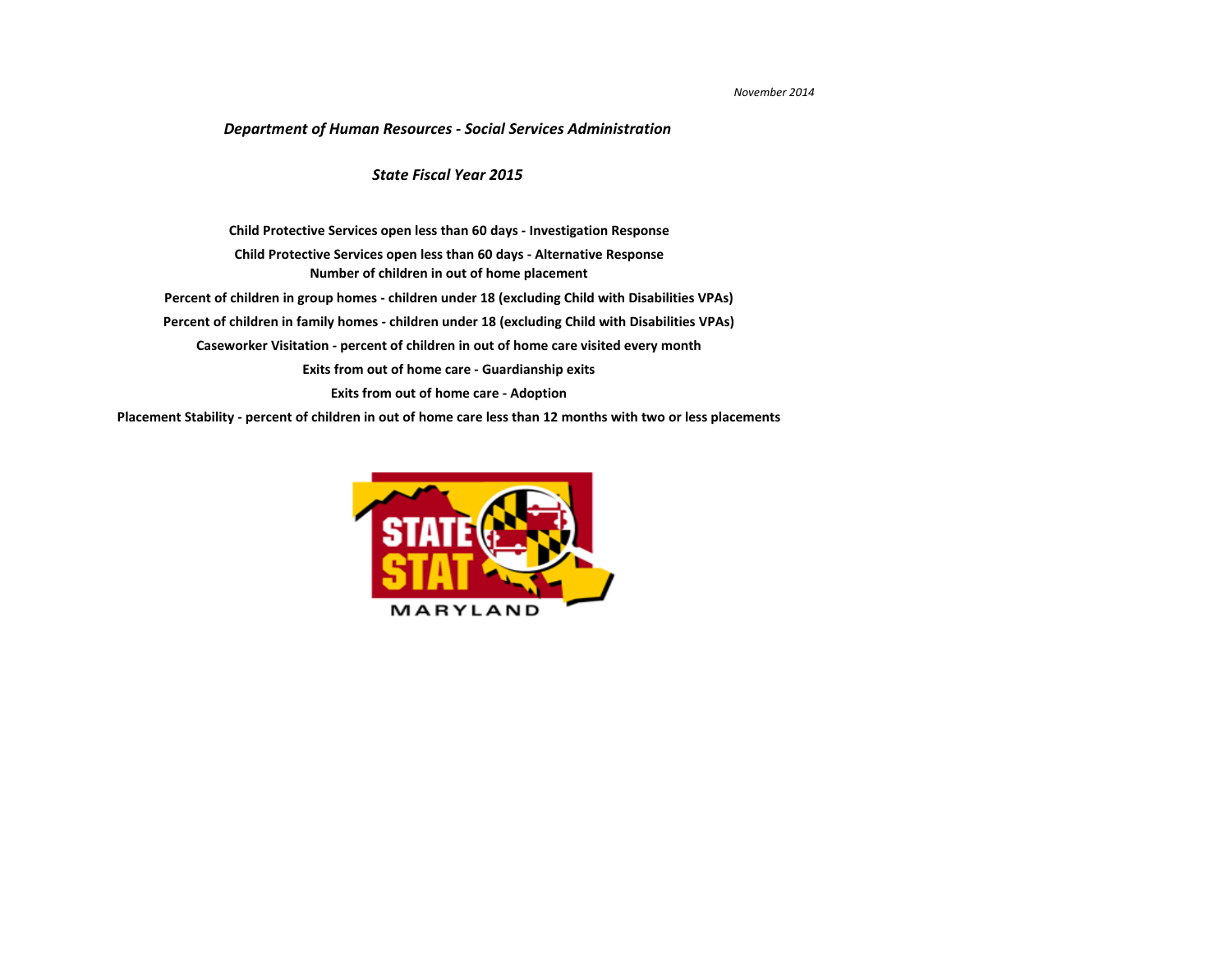*November 2014*

## *Department of Human Resources - Social Services Administration*

### *State Fiscal Year 2015*

**Child Protective Services open less than 60 days - Investigation Response**

**Child Protective Services open less than 60 days - Alternative Response**

**Number of children in out of home placement**

**Percent of children in group homes - children under 18 (excluding Child with Disabilities VPAs)**

**Percent of children in family homes - children under 18 (excluding Child with Disabilities VPAs)**

**Caseworker Visitation - percent of children in out of home care visited every month**

**Exits from out of home care - Guardianship exits**

**Exits from out of home care - Adoption**

**Placement Stability - percent of children in out of home care less than 12 months with two or less placements**

STATE STAT

MARYLAND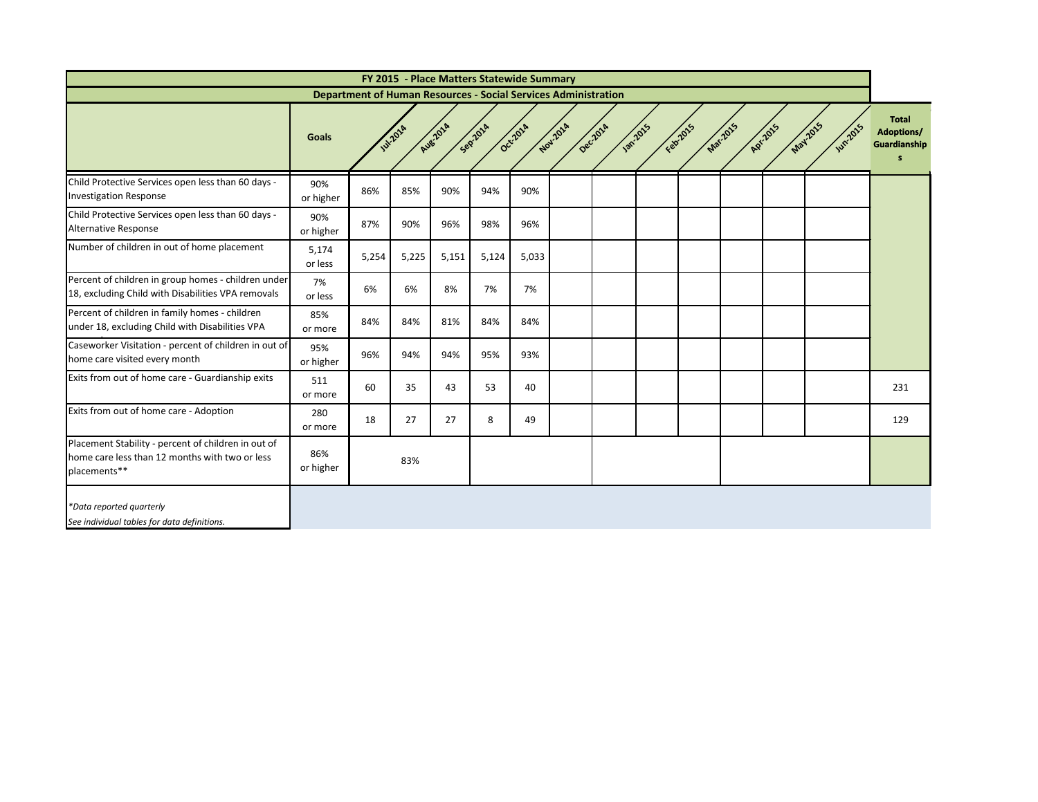| FY 2015 - Place Matters Statewide Summary | | | | | | | | | | | | | | |
|---|---|---|---|---|---|---|---|---|---|---|---|---|---|---|
| Department of Human Resources - Social Services Administration | | | | | | | | | | | | | | |
| | Goals | Jul-2014 | Aug-2014 | Sep-2014 | Oct-2014 | Nov-2014 | Dec-2014 | Jan-2015 | Feb-2015 | Mar-2015 | Apr-2015 | May-2015 | Jun-2015 | Total Adoptions/ Guardianships |
| Child Protective Services open less than 60 days - Investigation Response | 90% or higher | 86% | 85% | 90% | 94% | 90% | | | | | | | | |
| Child Protective Services open less than 60 days - Alternative Response | 90% or higher | 87% | 90% | 96% | 98% | 96% | | | | | | | | |
| Number of children in out of home placement | 5,174 or less | 5,254 | 5,225 | 5,151 | 5,124 | 5,033 | | | | | | | | |
| Percent of children in group homes - children under 18, excluding Child with Disabilities VPA removals | 7% or less | 6% | 6% | 8% | 7% | 7% | | | | | | | | |
| Percent of children in family homes - children under 18, excluding Child with Disabilities VPA | 85% or more | 84% | 84% | 81% | 84% | 84% | | | | | | | | |
| Caseworker Visitation - percent of children in out of home care visited every month | 95% or higher | 96% | 94% | 94% | 95% | 93% | | | | | | | | |
| Exits from out of home care - Guardianship exits | 511 or more | 60 | 35 | 43 | 53 | 40 | | | | | | | | 231 |
| Exits from out of home care - Adoption | 280 or more | 18 | 27 | 27 | 8 | 49 | | | | | | | | 129 |
| Placement Stability - percent of children in out of home care less than 12 months with two or less placements** | 86% or higher | | 83% | | | | | | | | | | | |

*\*Data reported quarterly*

*See individual tables for data definitions.*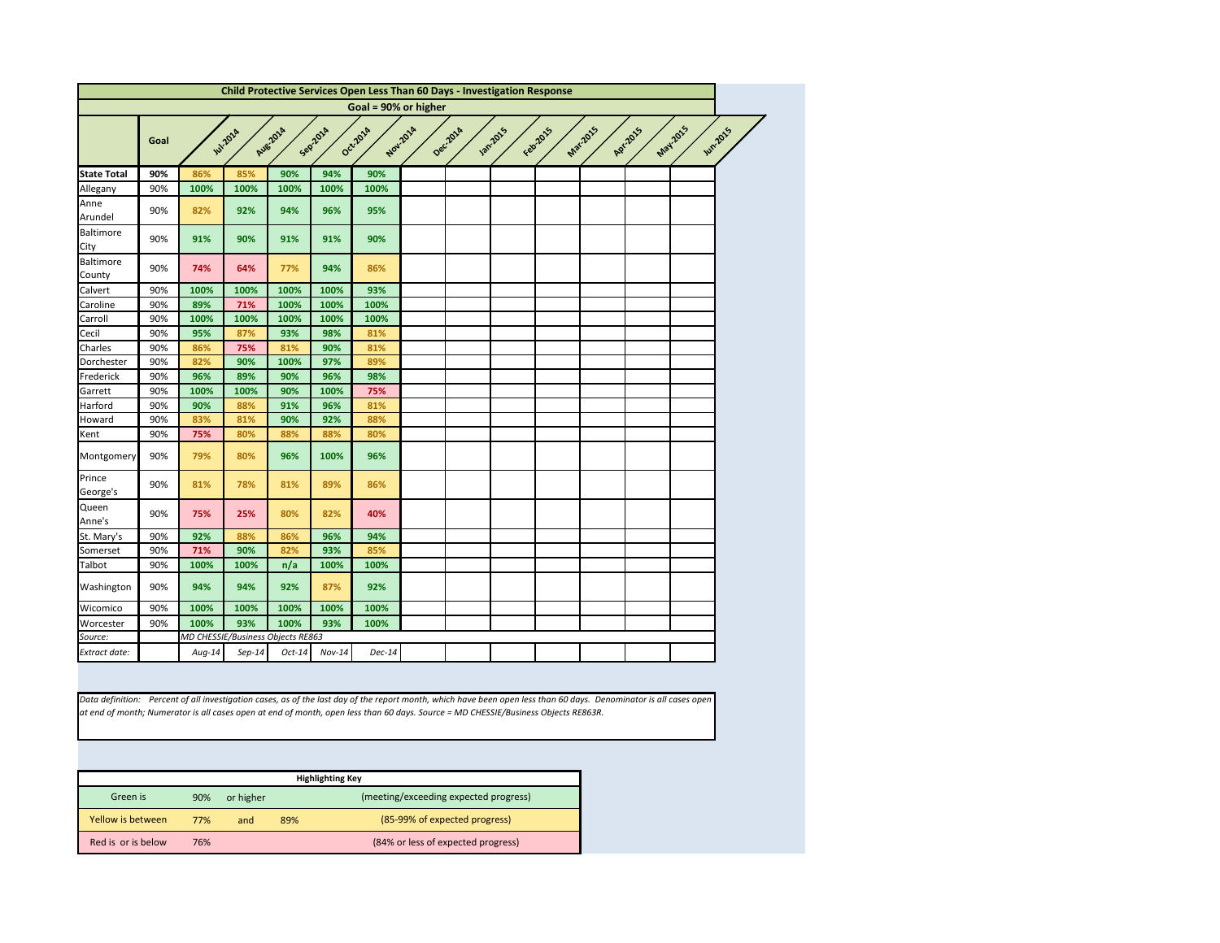## Child Protective Services Open Less Than 60 Days - Investigation Response

**Goal = 90% or higher**

| | Goal | Jul-2014 | Aug-2014 | Sep-2014 | Oct-2014 | Nov-2014 | Dec-2014 | Jan-2015 | Feb-2015 | Mar-2015 | Apr-2015 | May-2015 | Jun-2015 |
|---|---|---|---|---|---|---|---|---|---|---|---|---|---|
| **State Total** | **90%** | 86% | 85% | 90% | 94% | 90% | | | | | | | |
| Allegany | 90% | 100% | 100% | 100% | 100% | 100% | | | | | | | |
| Anne Arundel | 90% | 82% | 92% | 94% | 96% | 95% | | | | | | | |
| Baltimore City | 90% | 91% | 90% | 91% | 91% | 90% | | | | | | | |
| Baltimore County | 90% | 74% | 64% | 77% | 94% | 86% | | | | | | | |
| Calvert | 90% | 100% | 100% | 100% | 100% | 93% | | | | | | | |
| Caroline | 90% | 89% | 71% | 100% | 100% | 100% | | | | | | | |
| Carroll | 90% | 100% | 100% | 100% | 100% | 100% | | | | | | | |
| Cecil | 90% | 95% | 87% | 93% | 98% | 81% | | | | | | | |
| Charles | 90% | 86% | 75% | 81% | 90% | 81% | | | | | | | |
| Dorchester | 90% | 82% | 90% | 100% | 97% | 89% | | | | | | | |
| Frederick | 90% | 96% | 89% | 90% | 96% | 98% | | | | | | | |
| Garrett | 90% | 100% | 100% | 90% | 100% | 75% | | | | | | | |
| Harford | 90% | 90% | 88% | 91% | 96% | 81% | | | | | | | |
| Howard | 90% | 83% | 81% | 90% | 92% | 88% | | | | | | | |
| Kent | 90% | 75% | 80% | 88% | 88% | 80% | | | | | | | |
| Montgomery | 90% | 79% | 80% | 96% | 100% | 96% | | | | | | | |
| Prince George's | 90% | 81% | 78% | 81% | 89% | 86% | | | | | | | |
| Queen Anne's | 90% | 75% | 25% | 80% | 82% | 40% | | | | | | | |
| St. Mary's | 90% | 92% | 88% | 86% | 96% | 94% | | | | | | | |
| Somerset | 90% | 71% | 90% | 82% | 93% | 85% | | | | | | | |
| Talbot | 90% | 100% | 100% | n/a | 100% | 100% | | | | | | | |
| Washington | 90% | 94% | 94% | 92% | 87% | 92% | | | | | | | |
| Wicomico | 90% | 100% | 100% | 100% | 100% | 100% | | | | | | | |
| Worcester | 90% | 100% | 93% | 100% | 93% | 100% | | | | | | | |
| *Source:* | | *MD CHESSIE/Business Objects RE863* | | | | | | | | | | | |
| *Extract date:* | | *Aug-14* | *Sep-14* | *Oct-14* | *Nov-14* | *Dec-14* | | | | | | | |

*Data definition: Percent of all investigation cases, as of the last day of the report month, which have been open less than 60 days. Denominator is all cases open at end of month; Numerator is all cases open at end of month, open less than 60 days. Source = MD CHESSIE/Business Objects RE863R.*

| **Highlighting Key** | | | | |
|---|---|---|---|---|
| Green is | 90% | or higher | | (meeting/exceeding expected progress) |
| Yellow is between | 77% | and | 89% | (85-99% of expected progress) |
| Red is or is below | 76% | | | (84% or less of expected progress) |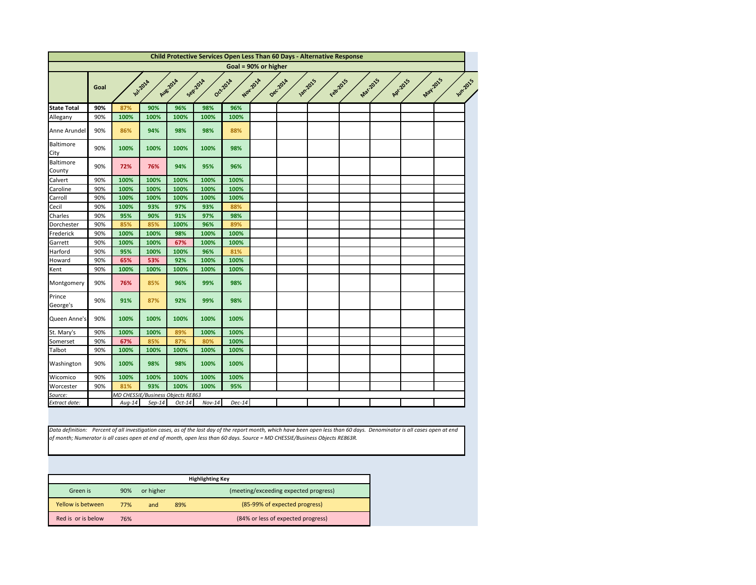## Child Protective Services Open Less Than 60 Days - Alternative Response

**Goal = 90% or higher**

| | Goal | Jul-2014 | Aug-2014 | Sep-2014 | Oct-2014 | Nov-2014 | Dec-2014 | Jan-2015 | Feb-2015 | Mar-2015 | Apr-2015 | May-2015 | Jun-2015 |
|---|---|---|---|---|---|---|---|---|---|---|---|---|---|
| **State Total** | **90%** | 87% | 90% | 96% | 98% | 96% | | | | | | | |
| Allegany | 90% | 100% | 100% | 100% | 100% | 100% | | | | | | | |
| Anne Arundel | 90% | 86% | 94% | 98% | 98% | 88% | | | | | | | |
| Baltimore City | 90% | 100% | 100% | 100% | 100% | 98% | | | | | | | |
| Baltimore County | 90% | 72% | 76% | 94% | 95% | 96% | | | | | | | |
| Calvert | 90% | 100% | 100% | 100% | 100% | 100% | | | | | | | |
| Caroline | 90% | 100% | 100% | 100% | 100% | 100% | | | | | | | |
| Carroll | 90% | 100% | 100% | 100% | 100% | 100% | | | | | | | |
| Cecil | 90% | 100% | 93% | 97% | 93% | 88% | | | | | | | |
| Charles | 90% | 95% | 90% | 91% | 97% | 98% | | | | | | | |
| Dorchester | 90% | 85% | 85% | 100% | 96% | 89% | | | | | | | |
| Frederick | 90% | 100% | 100% | 98% | 100% | 100% | | | | | | | |
| Garrett | 90% | 100% | 100% | 67% | 100% | 100% | | | | | | | |
| Harford | 90% | 95% | 100% | 100% | 96% | 81% | | | | | | | |
| Howard | 90% | 65% | 53% | 92% | 100% | 100% | | | | | | | |
| Kent | 90% | 100% | 100% | 100% | 100% | 100% | | | | | | | |
| Montgomery | 90% | 76% | 85% | 96% | 99% | 98% | | | | | | | |
| Prince George's | 90% | 91% | 87% | 92% | 99% | 98% | | | | | | | |
| Queen Anne's | 90% | 100% | 100% | 100% | 100% | 100% | | | | | | | |
| St. Mary's | 90% | 100% | 100% | 89% | 100% | 100% | | | | | | | |
| Somerset | 90% | 67% | 85% | 87% | 80% | 100% | | | | | | | |
| Talbot | 90% | 100% | 100% | 100% | 100% | 100% | | | | | | | |
| Washington | 90% | 100% | 98% | 98% | 100% | 100% | | | | | | | |
| Wicomico | 90% | 100% | 100% | 100% | 100% | 100% | | | | | | | |
| Worcester | 90% | 81% | 93% | 100% | 100% | 95% | | | | | | | |
| *Source:* | | *MD CHESSIE/Business Objects RE863* | | | | | | | | | | | |
| *Extract date:* | | *Aug-14* | *Sep-14* | *Oct-14* | *Nov-14* | *Dec-14* | | | | | | | |

*Data definition: Percent of all investigation cases, as of the last day of the report month, which have been open less than 60 days. Denominator is all cases open at end of month; Numerator is all cases open at end of month, open less than 60 days. Source = MD CHESSIE/Business Objects RE863R.*

| **Highlighting Key** | | | | |
|---|---|---|---|---|
| Green is | 90% | or higher | | (meeting/exceeding expected progress) |
| Yellow is between | 77% | and | 89% | (85-99% of expected progress) |
| Red is or is below | 76% | | | (84% or less of expected progress) |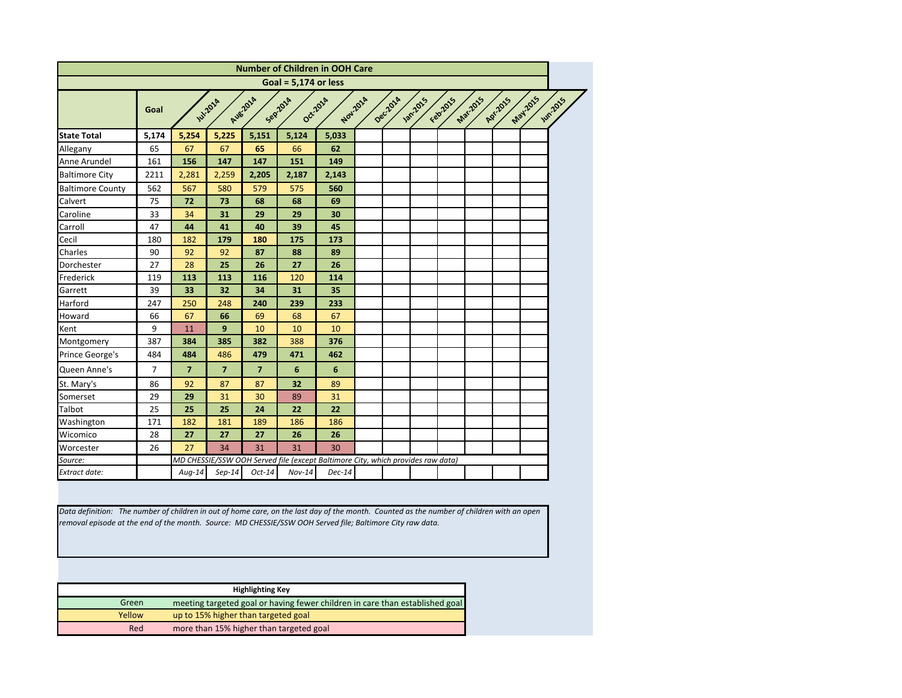| Number of Children in OOH Care | | | | | | | | | | | | | |
|---|---|---|---|---|---|---|---|---|---|---|---|---|---|
| Goal = 5,174 or less | | | | | | | | | | | | | |
| | Goal | Jul-2014 | Aug-2014 | Sep-2014 | Oct-2014 | Nov-2014 | Dec-2014 | Jan-2015 | Feb-2015 | Mar-2015 | Apr-2015 | May-2015 | Jun-2015 |
| **State Total** | **5,174** | **5,254** | **5,225** | **5,151** | **5,124** | **5,033** | | | | | | | |
| Allegany | 65 | 67 | 67 | **65** | 66 | **62** | | | | | | | |
| Anne Arundel | 161 | **156** | **147** | **147** | **151** | **149** | | | | | | | |
| Baltimore City | 2211 | 2,281 | 2,259 | **2,205** | **2,187** | **2,143** | | | | | | | |
| Baltimore County | 562 | 567 | 580 | 579 | 575 | **560** | | | | | | | |
| Calvert | 75 | **72** | **73** | **68** | **68** | **69** | | | | | | | |
| Caroline | 33 | 34 | **31** | **29** | **29** | **30** | | | | | | | |
| Carroll | 47 | **44** | **41** | **40** | **39** | **45** | | | | | | | |
| Cecil | 180 | 182 | **179** | **180** | **175** | **173** | | | | | | | |
| Charles | 90 | 92 | 92 | **87** | **88** | **89** | | | | | | | |
| Dorchester | 27 | 28 | **25** | **26** | **27** | **26** | | | | | | | |
| Frederick | 119 | **113** | **113** | **116** | 120 | **114** | | | | | | | |
| Garrett | 39 | **33** | **32** | **34** | **31** | **35** | | | | | | | |
| Harford | 247 | 250 | 248 | **240** | **239** | **233** | | | | | | | |
| Howard | 66 | 67 | **66** | 69 | 68 | 67 | | | | | | | |
| Kent | 9 | 11 | **9** | 10 | 10 | 10 | | | | | | | |
| Montgomery | 387 | **384** | **385** | **382** | 388 | **376** | | | | | | | |
| Prince George's | 484 | **484** | 486 | **479** | **471** | **462** | | | | | | | |
| Queen Anne's | 7 | **7** | **7** | **7** | **6** | **6** | | | | | | | |
| St. Mary's | 86 | 92 | 87 | 87 | **32** | 89 | | | | | | | |
| Somerset | 29 | **29** | 31 | 30 | 89 | 31 | | | | | | | |
| Talbot | 25 | **25** | **25** | **24** | **22** | **22** | | | | | | | |
| Washington | 171 | 182 | 181 | 189 | 186 | 186 | | | | | | | |
| Wicomico | 28 | **27** | **27** | **27** | **26** | **26** | | | | | | | |
| Worcester | 26 | 27 | 34 | 31 | 31 | 30 | | | | | | | |
| *Source:* | | *MD CHESSIE/SSW OOH Served file (except Baltimore City, which provides raw data)* | | | | | | | | | | | |
| *Extract date:* | | *Aug-14* | *Sep-14* | *Oct-14* | *Nov-14* | *Dec-14* | | | | | | | |

*Data definition: The number of children in out of home care, on the last day of the month. Counted as the number of children with an open removal episode at the end of the month. Source: MD CHESSIE/SSW OOH Served file; Baltimore City raw data.*

| Highlighting Key | |
|---|---|
| Green | meeting targeted goal or having fewer children in care than established goal |
| Yellow | up to 15% higher than targeted goal |
| Red | more than 15% higher than targeted goal |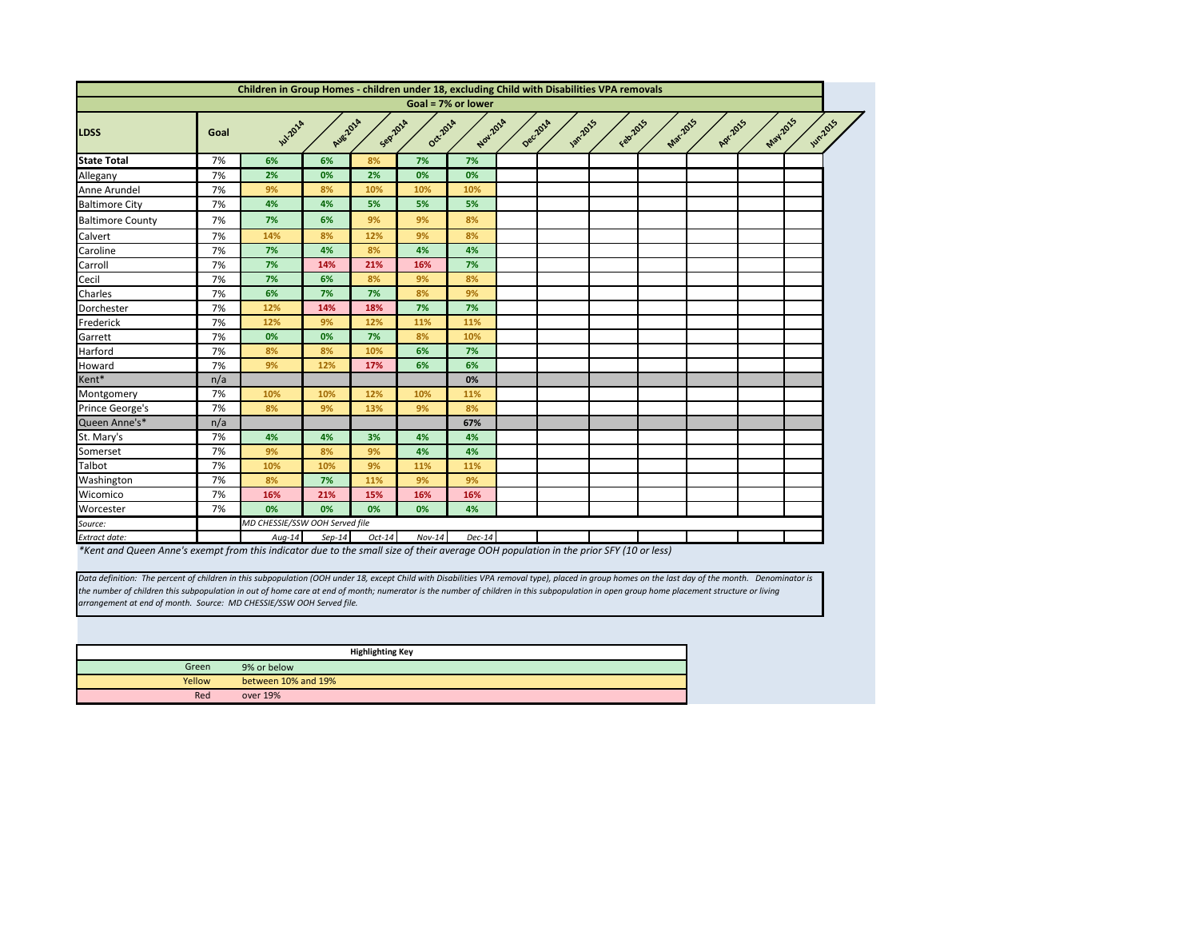| Children in Group Homes - children under 18, excluding Child with Disabilities VPA removals | | | | | | | | | | | | | |
|---|---|---|---|---|---|---|---|---|---|---|---|---|---|
| Goal = 7% or lower | | | | | | | | | | | | | |
| LDSS | Goal | Jul-2014 | Aug-2014 | Sep-2014 | Oct-2014 | Nov-2014 | Dec-2014 | Jan-2015 | Feb-2015 | Mar-2015 | Apr-2015 | May-2015 | Jun-2015 |
| **State Total** | 7% | 6% | 6% | 8% | 7% | 7% | | | | | | | |
| Allegany | 7% | 2% | 0% | 2% | 0% | 0% | | | | | | | |
| Anne Arundel | 7% | 9% | 8% | 10% | 10% | 10% | | | | | | | |
| Baltimore City | 7% | 4% | 4% | 5% | 5% | 5% | | | | | | | |
| Baltimore County | 7% | 7% | 6% | 9% | 9% | 8% | | | | | | | |
| Calvert | 7% | 14% | 8% | 12% | 9% | 8% | | | | | | | |
| Caroline | 7% | 7% | 4% | 8% | 4% | 4% | | | | | | | |
| Carroll | 7% | 7% | 14% | 21% | 16% | 7% | | | | | | | |
| Cecil | 7% | 7% | 6% | 8% | 9% | 8% | | | | | | | |
| Charles | 7% | 6% | 7% | 7% | 8% | 9% | | | | | | | |
| Dorchester | 7% | 12% | 14% | 18% | 7% | 7% | | | | | | | |
| Frederick | 7% | 12% | 9% | 12% | 11% | 11% | | | | | | | |
| Garrett | 7% | 0% | 0% | 7% | 8% | 10% | | | | | | | |
| Harford | 7% | 8% | 8% | 10% | 6% | 7% | | | | | | | |
| Howard | 7% | 9% | 12% | 17% | 6% | 6% | | | | | | | |
| Kent* | n/a | | | | | 0% | | | | | | | |
| Montgomery | 7% | 10% | 10% | 12% | 10% | 11% | | | | | | | |
| Prince George's | 7% | 8% | 9% | 13% | 9% | 8% | | | | | | | |
| Queen Anne's* | n/a | | | | | 67% | | | | | | | |
| St. Mary's | 7% | 4% | 4% | 3% | 4% | 4% | | | | | | | |
| Somerset | 7% | 9% | 8% | 9% | 4% | 4% | | | | | | | |
| Talbot | 7% | 10% | 10% | 9% | 11% | 11% | | | | | | | |
| Washington | 7% | 8% | 7% | 11% | 9% | 9% | | | | | | | |
| Wicomico | 7% | 16% | 21% | 15% | 16% | 16% | | | | | | | |
| Worcester | 7% | 0% | 0% | 0% | 0% | 4% | | | | | | | |
| *Source:* | | *MD CHESSIE/SSW OOH Served file* | | | | | | | | | | | |
| *Extract date:* | | *Aug-14* | *Sep-14* | *Oct-14* | *Nov-14* | *Dec-14* | | | | | | | |

*\*Kent and Queen Anne's exempt from this indicator due to the small size of their average OOH population in the prior SFY (10 or less)*

*Data definition: The percent of children in this subpopulation (OOH under 18, except Child with Disabilities VPA removal type), placed in group homes on the last day of the month. Denominator is the number of children this subpopulation in out of home care at end of month; numerator is the number of children in this subpopulation in open group home placement structure or living arrangement at end of month. Source: MD CHESSIE/SSW OOH Served file.*

| Highlighting Key | |
|---|---|
| Green | 9% or below |
| Yellow | between 10% and 19% |
| Red | over 19% |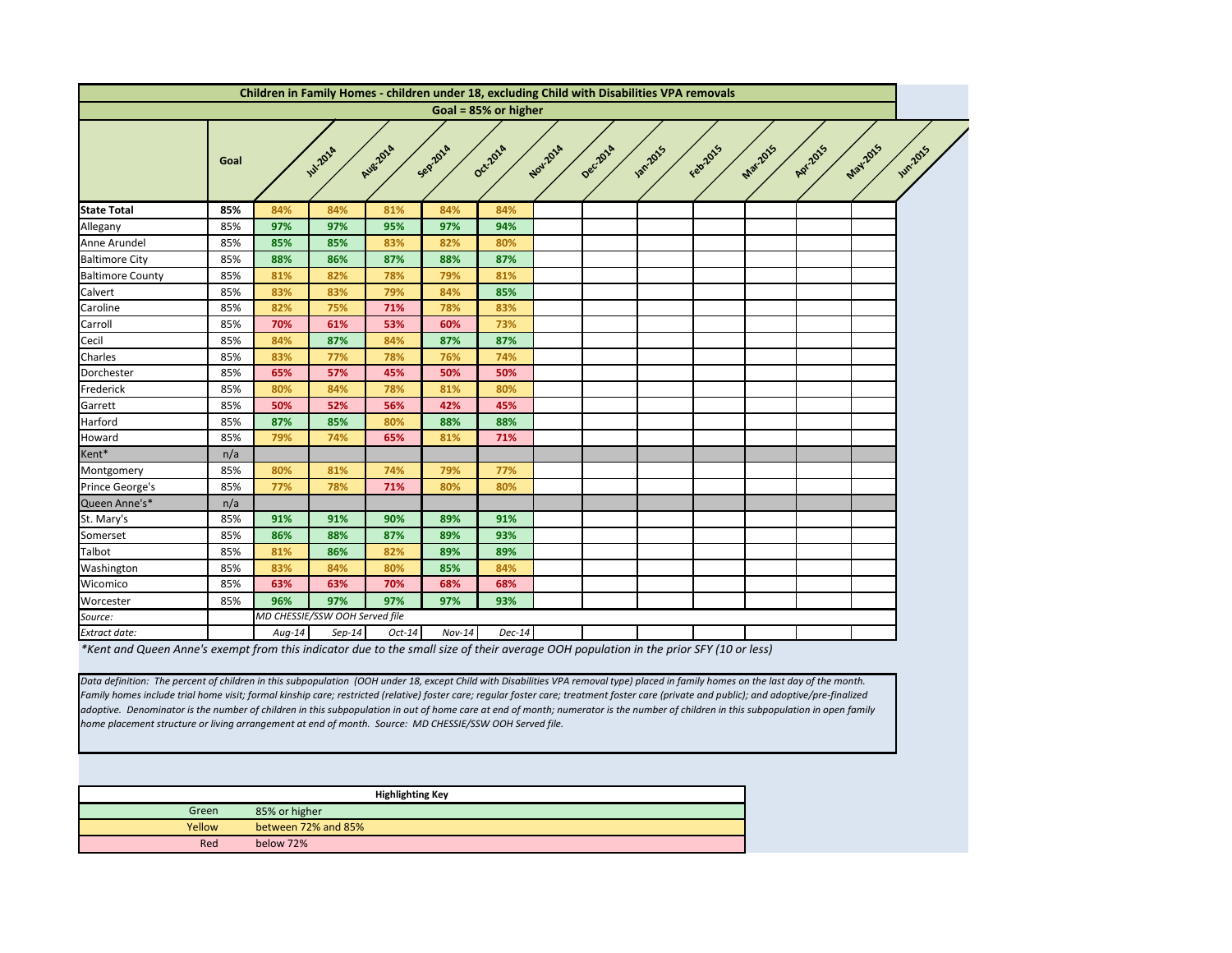| Children in Family Homes - children under 18, excluding Child with Disabilities VPA removals | | | | | | | | | | | | | |
|---|---|---|---|---|---|---|---|---|---|---|---|---|---|
| Goal = 85% or higher | | | | | | | | | | | | | |
| | Goal | Jul-2014 | Aug-2014 | Sep-2014 | Oct-2014 | Nov-2014 | Dec-2014 | Jan-2015 | Feb-2015 | Mar-2015 | Apr-2015 | May-2015 | Jun-2015 |
| **State Total** | **85%** | 84% | 84% | 81% | 84% | 84% | | | | | | | |
| Allegany | 85% | 97% | 97% | 95% | 97% | 94% | | | | | | | |
| Anne Arundel | 85% | 85% | 85% | 83% | 82% | 80% | | | | | | | |
| Baltimore City | 85% | 88% | 86% | 87% | 88% | 87% | | | | | | | |
| Baltimore County | 85% | 81% | 82% | 78% | 79% | 81% | | | | | | | |
| Calvert | 85% | 83% | 83% | 79% | 84% | 85% | | | | | | | |
| Caroline | 85% | 82% | 75% | 71% | 78% | 83% | | | | | | | |
| Carroll | 85% | 70% | 61% | 53% | 60% | 73% | | | | | | | |
| Cecil | 85% | 84% | 87% | 84% | 87% | 87% | | | | | | | |
| Charles | 85% | 83% | 77% | 78% | 76% | 74% | | | | | | | |
| Dorchester | 85% | 65% | 57% | 45% | 50% | 50% | | | | | | | |
| Frederick | 85% | 80% | 84% | 78% | 81% | 80% | | | | | | | |
| Garrett | 85% | 50% | 52% | 56% | 42% | 45% | | | | | | | |
| Harford | 85% | 87% | 85% | 80% | 88% | 88% | | | | | | | |
| Howard | 85% | 79% | 74% | 65% | 81% | 71% | | | | | | | |
| Kent* | n/a | | | | | | | | | | | | |
| Montgomery | 85% | 80% | 81% | 74% | 79% | 77% | | | | | | | |
| Prince George's | 85% | 77% | 78% | 71% | 80% | 80% | | | | | | | |
| Queen Anne's* | n/a | | | | | | | | | | | | |
| St. Mary's | 85% | 91% | 91% | 90% | 89% | 91% | | | | | | | |
| Somerset | 85% | 86% | 88% | 87% | 89% | 93% | | | | | | | |
| Talbot | 85% | 81% | 86% | 82% | 89% | 89% | | | | | | | |
| Washington | 85% | 83% | 84% | 80% | 85% | 84% | | | | | | | |
| Wicomico | 85% | 63% | 63% | 70% | 68% | 68% | | | | | | | |
| Worcester | 85% | 96% | 97% | 97% | 97% | 93% | | | | | | | |
| *Source:* | | *MD CHESSIE/SSW OOH Served file* | | | | | | | | | | | |
| *Extract date:* | | *Aug-14* | *Sep-14* | *Oct-14* | *Nov-14* | *Dec-14* | | | | | | | |

*\*Kent and Queen Anne's exempt from this indicator due to the small size of their average OOH population in the prior SFY (10 or less)*

*Data definition: The percent of children in this subpopulation (OOH under 18, except Child with Disabilities VPA removal type) placed in family homes on the last day of the month. Family homes include trial home visit; formal kinship care; restricted (relative) foster care; regular foster care; treatment foster care (private and public); and adoptive/pre-finalized adoptive. Denominator is the number of children in this subpopulation in out of home care at end of month; numerator is the number of children in this subpopulation in open family home placement structure or living arrangement at end of month. Source: MD CHESSIE/SSW OOH Served file.*

| Highlighting Key | |
|---|---|
| Green | 85% or higher |
| Yellow | between 72% and 85% |
| Red | below 72% |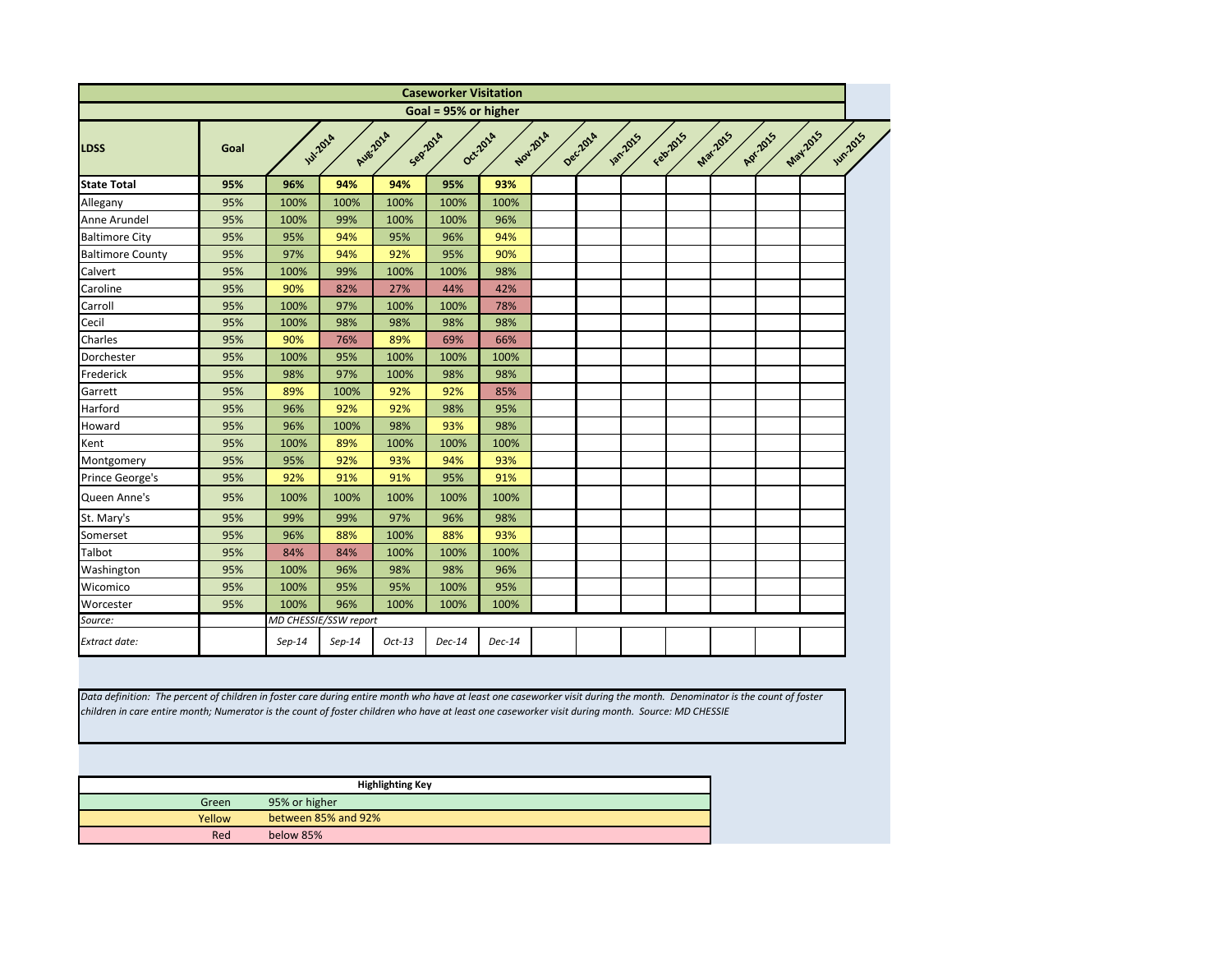## Caseworker Visitation

**Goal = 95% or higher**

| LDSS | Goal | Jul-2014 | Aug-2014 | Sep-2014 | Oct-2014 | Nov-2014 | Dec-2014 | Jan-2015 | Feb-2015 | Mar-2015 | Apr-2015 | May-2015 | Jun-2015 |
|---|---|---|---|---|---|---|---|---|---|---|---|---|---|
| **State Total** | **95%** | **96%** | **94%** | **94%** | **95%** | **93%** | | | | | | | |
| Allegany | 95% | 100% | 100% | 100% | 100% | 100% | | | | | | | |
| Anne Arundel | 95% | 100% | 99% | 100% | 100% | 96% | | | | | | | |
| Baltimore City | 95% | 95% | 94% | 95% | 96% | 94% | | | | | | | |
| Baltimore County | 95% | 97% | 94% | 92% | 95% | 90% | | | | | | | |
| Calvert | 95% | 100% | 99% | 100% | 100% | 98% | | | | | | | |
| Caroline | 95% | 90% | 82% | 27% | 44% | 42% | | | | | | | |
| Carroll | 95% | 100% | 97% | 100% | 100% | 78% | | | | | | | |
| Cecil | 95% | 100% | 98% | 98% | 98% | 98% | | | | | | | |
| Charles | 95% | 90% | 76% | 89% | 69% | 66% | | | | | | | |
| Dorchester | 95% | 100% | 95% | 100% | 100% | 100% | | | | | | | |
| Frederick | 95% | 98% | 97% | 100% | 98% | 98% | | | | | | | |
| Garrett | 95% | 89% | 100% | 92% | 92% | 85% | | | | | | | |
| Harford | 95% | 96% | 92% | 92% | 98% | 95% | | | | | | | |
| Howard | 95% | 96% | 100% | 98% | 93% | 98% | | | | | | | |
| Kent | 95% | 100% | 89% | 100% | 100% | 100% | | | | | | | |
| Montgomery | 95% | 95% | 92% | 93% | 94% | 93% | | | | | | | |
| Prince George's | 95% | 92% | 91% | 91% | 95% | 91% | | | | | | | |
| Queen Anne's | 95% | 100% | 100% | 100% | 100% | 100% | | | | | | | |
| St. Mary's | 95% | 99% | 99% | 97% | 96% | 98% | | | | | | | |
| Somerset | 95% | 96% | 88% | 100% | 88% | 93% | | | | | | | |
| Talbot | 95% | 84% | 84% | 100% | 100% | 100% | | | | | | | |
| Washington | 95% | 100% | 96% | 98% | 98% | 96% | | | | | | | |
| Wicomico | 95% | 100% | 95% | 95% | 100% | 95% | | | | | | | |
| Worcester | 95% | 100% | 96% | 100% | 100% | 100% | | | | | | | |
| *Source:* | | *MD CHESSIE/SSW report* | | | | | | | | | | | |
| *Extract date:* | | *Sep-14* | *Sep-14* | *Oct-13* | *Dec-14* | *Dec-14* | | | | | | | |

*Data definition: The percent of children in foster care during entire month who have at least one caseworker visit during the month. Denominator is the count of foster children in care entire month; Numerator is the count of foster children who have at least one caseworker visit during month. Source: MD CHESSIE*

| Highlighting Key | |
|---|---|
| Green | 95% or higher |
| Yellow | between 85% and 92% |
| Red | below 85% |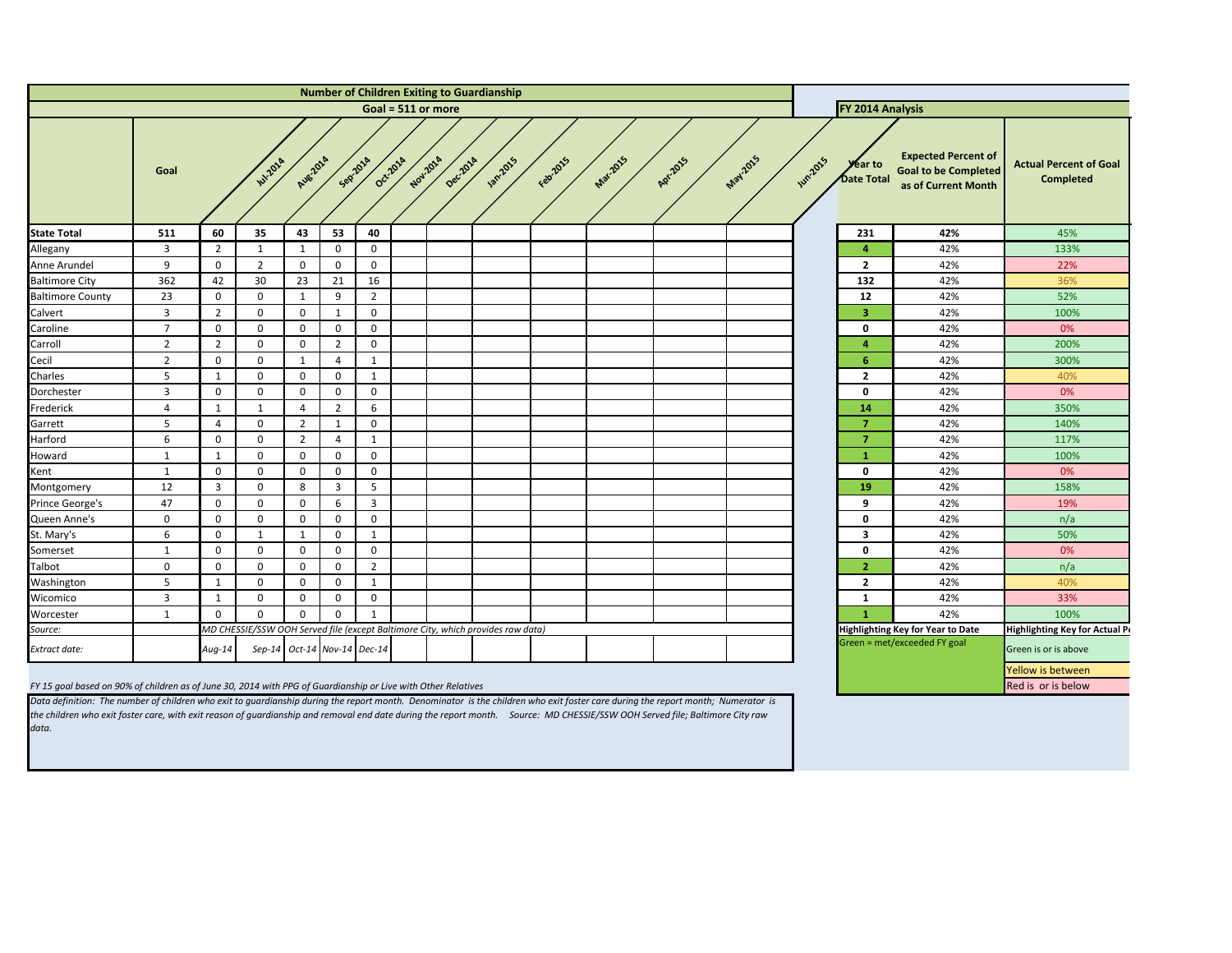## Number of Children Exiting to Guardianship

**Goal = 511 or more**

| | Goal | Jul-2014 | Aug-2014 | Sep-2014 | Oct-2014 | Nov-2014 | Dec-2014 | Jan-2015 | Feb-2015 | Mar-2015 | Apr-2015 | May-2015 | Jun-2015 |
|---|---|---|---|---|---|---|---|---|---|---|---|---|---|
| **State Total** | **511** | **60** | **35** | **43** | **53** | **40** | | | | | | | |
| Allegany | 3 | 2 | 1 | 1 | 0 | 0 | | | | | | | |
| Anne Arundel | 9 | 0 | 2 | 0 | 0 | 0 | | | | | | | |
| Baltimore City | 362 | 42 | 30 | 23 | 21 | 16 | | | | | | | |
| Baltimore County | 23 | 0 | 0 | 1 | 9 | 2 | | | | | | | |
| Calvert | 3 | 2 | 0 | 0 | 1 | 0 | | | | | | | |
| Caroline | 7 | 0 | 0 | 0 | 0 | 0 | | | | | | | |
| Carroll | 2 | 2 | 0 | 0 | 2 | 0 | | | | | | | |
| Cecil | 2 | 0 | 0 | 1 | 4 | 1 | | | | | | | |
| Charles | 5 | 1 | 0 | 0 | 0 | 1 | | | | | | | |
| Dorchester | 3 | 0 | 0 | 0 | 0 | 0 | | | | | | | |
| Frederick | 4 | 1 | 1 | 4 | 2 | 6 | | | | | | | |
| Garrett | 5 | 4 | 0 | 2 | 1 | 0 | | | | | | | |
| Harford | 6 | 0 | 0 | 2 | 4 | 1 | | | | | | | |
| Howard | 1 | 1 | 0 | 0 | 0 | 0 | | | | | | | |
| Kent | 1 | 0 | 0 | 0 | 0 | 0 | | | | | | | |
| Montgomery | 12 | 3 | 0 | 8 | 3 | 5 | | | | | | | |
| Prince George's | 47 | 0 | 0 | 0 | 6 | 3 | | | | | | | |
| Queen Anne's | 0 | 0 | 0 | 0 | 0 | 0 | | | | | | | |
| St. Mary's | 6 | 0 | 1 | 1 | 0 | 1 | | | | | | | |
| Somerset | 1 | 0 | 0 | 0 | 0 | 0 | | | | | | | |
| Talbot | 0 | 0 | 0 | 0 | 0 | 2 | | | | | | | |
| Washington | 5 | 1 | 0 | 0 | 0 | 1 | | | | | | | |
| Wicomico | 3 | 1 | 0 | 0 | 0 | 0 | | | | | | | |
| Worcester | 1 | 0 | 0 | 0 | 0 | 1 | | | | | | | |
| *Source:* | | *MD CHESSIE/SSW OOH Served file (except Baltimore City, which provides raw data)* | | | | | | | | | | | |
| *Extract date:* | | *Aug-14* | *Sep-14* | *Oct-14* | *Nov-14* | *Dec-14* | | | | | | | |

### FY 2014 Analysis

| | Year to Date Total | Expected Percent of Goal to be Completed as of Current Month | Actual Percent of Goal Completed |
|---|---|---|---|
| **State Total** | **231** | **42%** | 45% |
| Allegany | **4** | 42% | 133% |
| Anne Arundel | **2** | 42% | 22% |
| Baltimore City | **132** | 42% | 36% |
| Baltimore County | **12** | 42% | 52% |
| Calvert | **3** | 42% | 100% |
| Caroline | **0** | 42% | 0% |
| Carroll | **4** | 42% | 200% |
| Cecil | **6** | 42% | 300% |
| Charles | **2** | 42% | 40% |
| Dorchester | **0** | 42% | 0% |
| Frederick | **14** | 42% | 350% |
| Garrett | **7** | 42% | 140% |
| Harford | **7** | 42% | 117% |
| Howard | **1** | 42% | 100% |
| Kent | **0** | 42% | 0% |
| Montgomery | **19** | 42% | 158% |
| Prince George's | **9** | 42% | 19% |
| Queen Anne's | **0** | 42% | n/a |
| St. Mary's | **3** | 42% | 50% |
| Somerset | **0** | 42% | 0% |
| Talbot | **2** | 42% | n/a |
| Washington | **2** | 42% | 40% |
| Wicomico | **1** | 42% | 33% |
| Worcester | **1** | 42% | 100% |

| **Highlighting Key for Year to Date** | **Highlighting Key for Actual P** |
|---|---|
| Green = met/exceeded FY goal | Green is or is above |
| | Yellow is between |
| | Red is or is below |

*FY 15 goal based on 90% of children as of June 30, 2014 with PPG of Guardianship or Live with Other Relatives*

*Data definition: The number of children who exit to guardianship during the report month. Denominator is the children who exit foster care during the report month; Numerator is the children who exit foster care, with exit reason of guardianship and removal end date during the report month. Source: MD CHESSIE/SSW OOH Served file; Baltimore City raw data.*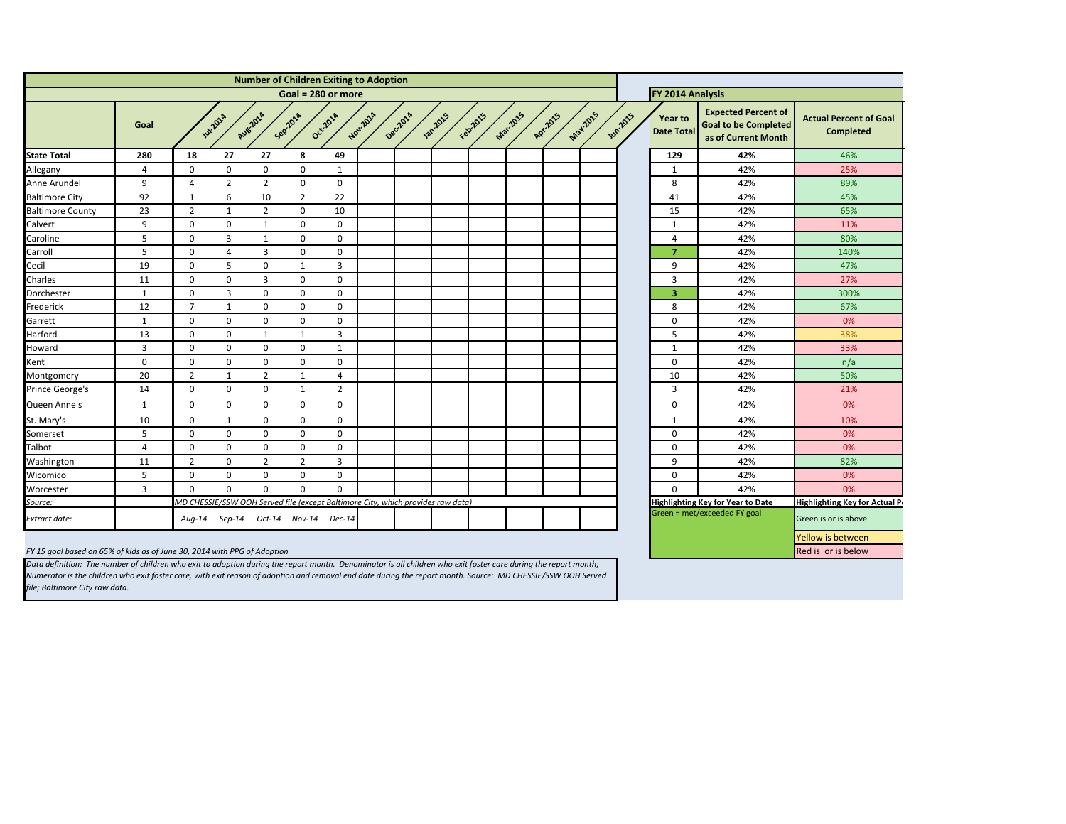## Number of Children Exiting to Adoption

**Goal = 280 or more**

| | Goal | Jul-2014 | Aug-2014 | Sep-2014 | Oct-2014 | Nov-2014 | Dec-2014 | Jan-2015 | Feb-2015 | Mar-2015 | Apr-2015 | May-2015 | Jun-2015 | Year to Date Total | Expected Percent of Goal to be Completed as of Current Month | Actual Percent of Goal Completed |
|---|---|---|---|---|---|---|---|---|---|---|---|---|---|---|---|---|
| **State Total** | **280** | **18** | **27** | **27** | **8** | **49** | | | | | | | | **129** | **42%** | 46% |
| Allegany | 4 | 0 | 0 | 0 | 0 | 1 | | | | | | | | 1 | 42% | 25% |
| Anne Arundel | 9 | 4 | 2 | 2 | 0 | 0 | | | | | | | | 8 | 42% | 89% |
| Baltimore City | 92 | 1 | 6 | 10 | 2 | 22 | | | | | | | | 41 | 42% | 45% |
| Baltimore County | 23 | 2 | 1 | 2 | 0 | 10 | | | | | | | | 15 | 42% | 65% |
| Calvert | 9 | 0 | 0 | 1 | 0 | 0 | | | | | | | | 1 | 42% | 11% |
| Caroline | 5 | 0 | 3 | 1 | 0 | 0 | | | | | | | | 4 | 42% | 80% |
| Carroll | 5 | 0 | 4 | 3 | 0 | 0 | | | | | | | | **7** | 42% | 140% |
| Cecil | 19 | 0 | 5 | 0 | 1 | 3 | | | | | | | | 9 | 42% | 47% |
| Charles | 11 | 0 | 0 | 3 | 0 | 0 | | | | | | | | 3 | 42% | 27% |
| Dorchester | 1 | 0 | 3 | 0 | 0 | 0 | | | | | | | | **3** | 42% | 300% |
| Frederick | 12 | 7 | 1 | 0 | 0 | 0 | | | | | | | | 8 | 42% | 67% |
| Garrett | 1 | 0 | 0 | 0 | 0 | 0 | | | | | | | | 0 | 42% | 0% |
| Harford | 13 | 0 | 0 | 1 | 1 | 3 | | | | | | | | 5 | 42% | 38% |
| Howard | 3 | 0 | 0 | 0 | 0 | 1 | | | | | | | | 1 | 42% | 33% |
| Kent | 0 | 0 | 0 | 0 | 0 | 0 | | | | | | | | 0 | 42% | n/a |
| Montgomery | 20 | 2 | 1 | 2 | 1 | 4 | | | | | | | | 10 | 42% | 50% |
| Prince George's | 14 | 0 | 0 | 0 | 1 | 2 | | | | | | | | 3 | 42% | 21% |
| Queen Anne's | 1 | 0 | 0 | 0 | 0 | 0 | | | | | | | | 0 | 42% | 0% |
| St. Mary's | 10 | 0 | 1 | 0 | 0 | 0 | | | | | | | | 1 | 42% | 10% |
| Somerset | 5 | 0 | 0 | 0 | 0 | 0 | | | | | | | | 0 | 42% | 0% |
| Talbot | 4 | 0 | 0 | 0 | 0 | 0 | | | | | | | | 0 | 42% | 0% |
| Washington | 11 | 2 | 0 | 2 | 2 | 3 | | | | | | | | 9 | 42% | 82% |
| Wicomico | 5 | 0 | 0 | 0 | 0 | 0 | | | | | | | | 0 | 42% | 0% |
| Worcester | 3 | 0 | 0 | 0 | 0 | 0 | | | | | | | | 0 | 42% | 0% |
| *Source:* | | *MD CHESSIE/SSW OOH Served file (except Baltimore City, which provides raw data)* | | | | | | | | | | | | | | |
| *Extract date:* | | *Aug-14* | *Sep-14* | *Oct-14* | *Nov-14* | *Dec-14* | | | | | | | | | | |

**FY 2014 Analysis**

**Highlighting Key for Year to Date**
Green = met/exceeded FY goal

**Highlighting Key for Actual P**
- Green is or is above
- Yellow is between
- Red is or is below

*FY 15 goal based on 65% of kids as of June 30, 2014 with PPG of Adoption*

*Data definition: The number of children who exit to adoption during the report month. Denominator is all children who exit foster care during the report month; Numerator is the children who exit foster care, with exit reason of adoption and removal end date during the report month. Source: MD CHESSIE/SSW OOH Served file; Baltimore City raw data.*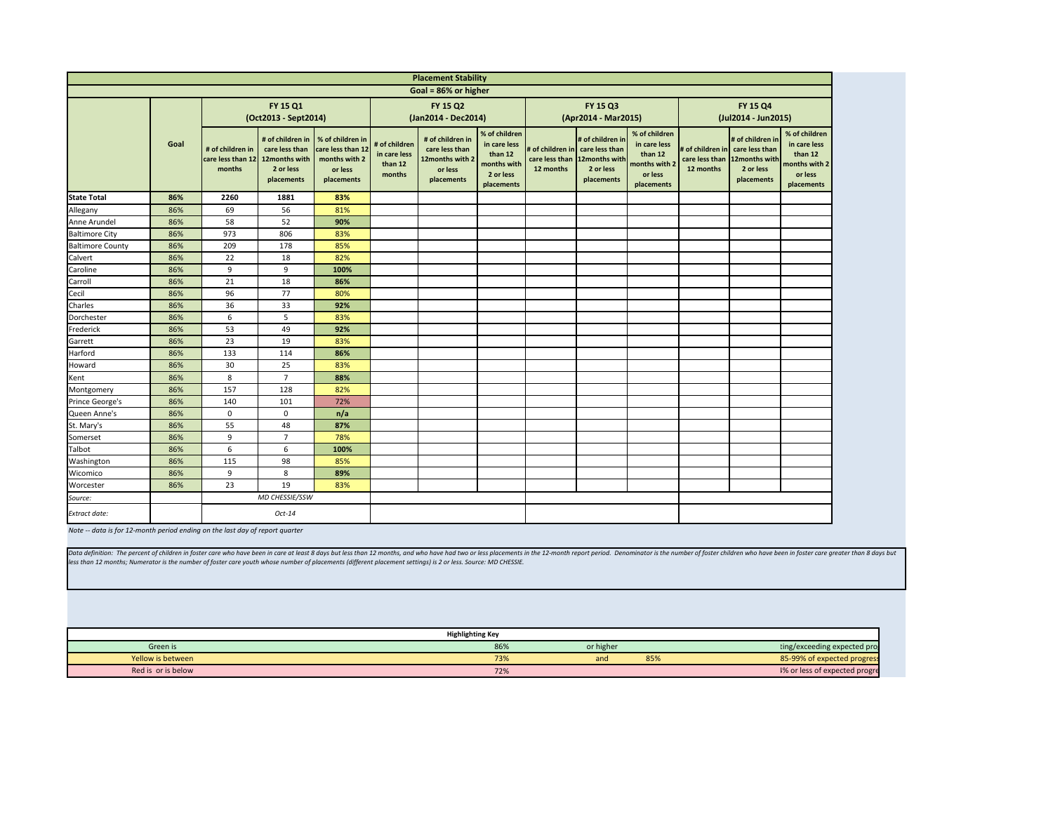| Placement Stability | | | | | | | | | | | | | |
|---|---|---|---|---|---|---|---|---|---|---|---|---|---|
| Goal = 86% or higher | | | | | | | | | | | | | |
| | | FY 15 Q1 (Oct2013 - Sept2014) | | | FY 15 Q2 (Jan2014 - Dec2014) | | | FY 15 Q3 (Apr2014 - Mar2015) | | | FY 15 Q4 (Jul2014 - Jun2015) | | |
| | Goal | # of children in care less than 12 months | # of children in care less than 12months with 2 or less placements | % of children in care less than 12 months with 2 or less placements | # of children in care less than 12 months | # of children in care less than 12months with 2 or less placements | % of children in care less than 12 months with 2 or less placements | # of children in care less than 12 months | # of children in care less than 12months with 2 or less placements | % of children in care less than 12 months with 2 or less placements | # of children in care less than 12 months | # of children in care less than 12months with 2 or less placements | % of children in care less than 12 months with 2 or less placements |
| **State Total** | **86%** | **2260** | **1881** | **83%** | | | | | | | | | |
| Allegany | 86% | 69 | 56 | 81% | | | | | | | | | |
| Anne Arundel | 86% | 58 | 52 | **90%** | | | | | | | | | |
| Baltimore City | 86% | 973 | 806 | 83% | | | | | | | | | |
| Baltimore County | 86% | 209 | 178 | 85% | | | | | | | | | |
| Calvert | 86% | 22 | 18 | 82% | | | | | | | | | |
| Caroline | 86% | 9 | 9 | **100%** | | | | | | | | | |
| Carroll | 86% | 21 | 18 | **86%** | | | | | | | | | |
| Cecil | 86% | 96 | 77 | 80% | | | | | | | | | |
| Charles | 86% | 36 | 33 | **92%** | | | | | | | | | |
| Dorchester | 86% | 6 | 5 | 83% | | | | | | | | | |
| Frederick | 86% | 53 | 49 | **92%** | | | | | | | | | |
| Garrett | 86% | 23 | 19 | 83% | | | | | | | | | |
| Harford | 86% | 133 | 114 | **86%** | | | | | | | | | |
| Howard | 86% | 30 | 25 | 83% | | | | | | | | | |
| Kent | 86% | 8 | 7 | **88%** | | | | | | | | | |
| Montgomery | 86% | 157 | 128 | 82% | | | | | | | | | |
| Prince George's | 86% | 140 | 101 | 72% | | | | | | | | | |
| Queen Anne's | 86% | 0 | 0 | **n/a** | | | | | | | | | |
| St. Mary's | 86% | 55 | 48 | **87%** | | | | | | | | | |
| Somerset | 86% | 9 | 7 | 78% | | | | | | | | | |
| Talbot | 86% | 6 | 6 | **100%** | | | | | | | | | |
| Washington | 86% | 115 | 98 | 85% | | | | | | | | | |
| Wicomico | 86% | 9 | 8 | **89%** | | | | | | | | | |
| Worcester | 86% | 23 | 19 | 83% | | | | | | | | | |
| *Source:* | | *MD CHESSIE/SSW* | | | | | | | | | | | |
| *Extract date:* | | *Oct-14* | | | | | | | | | | | |

*Note -- data is for 12-month period ending on the last day of report quarter*

*Data definition: The percent of children in foster care who have been in care at least 8 days but less than 12 months, and who have had two or less placements in the 12-month report period. Denominator is the number of foster children who have been in foster care greater than 8 days but less than 12 months; Numerator is the number of foster care youth whose number of placements (different placement settings) is 2 or less. Source: MD CHESSIE.*

| Highlighting Key | | | | |
|---|---|---|---|---|
| Green is | 86% | or higher | | ting/exceeding expected pro |
| Yellow is between | 73% | and | 85% | 85-99% of expected progress |
| Red is or is below | 72% | | | l% or less of expected progre |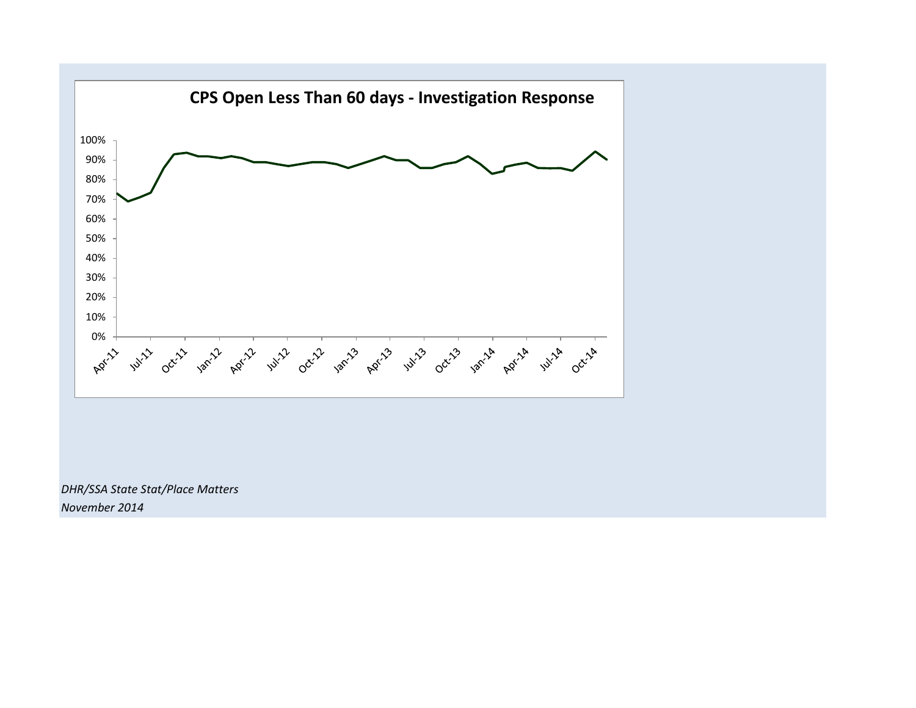## CPS Open Less Than 60 days - Investigation Response

*DHR/SSA State Stat/Place Matters*
*November 2014*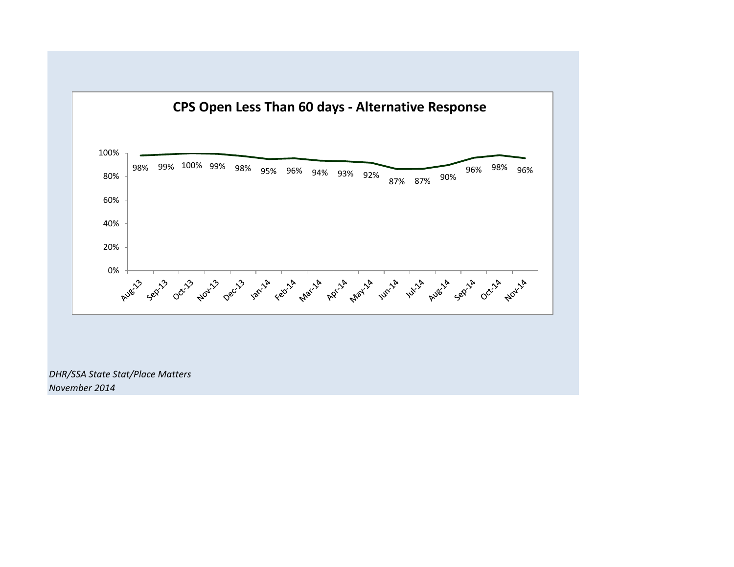## CPS Open Less Than 60 days - Alternative Response

| Month | Percent |
|---|---|
| Aug-13 | 98% |
| Sep-13 | 99% |
| Oct-13 | 100% |
| Nov-13 | 99% |
| Dec-13 | 98% |
| Jan-14 | 95% |
| Feb-14 | 96% |
| Mar-14 | 94% |
| Apr-14 | 93% |
| May-14 | 92% |
| Jun-14 | 87% |
| Jul-14 | 87% |
| Aug-14 | 90% |
| Sep-14 | 96% |
| Oct-14 | 98% |
| Nov-14 | 96% |

*DHR/SSA State Stat/Place Matters*
*November 2014*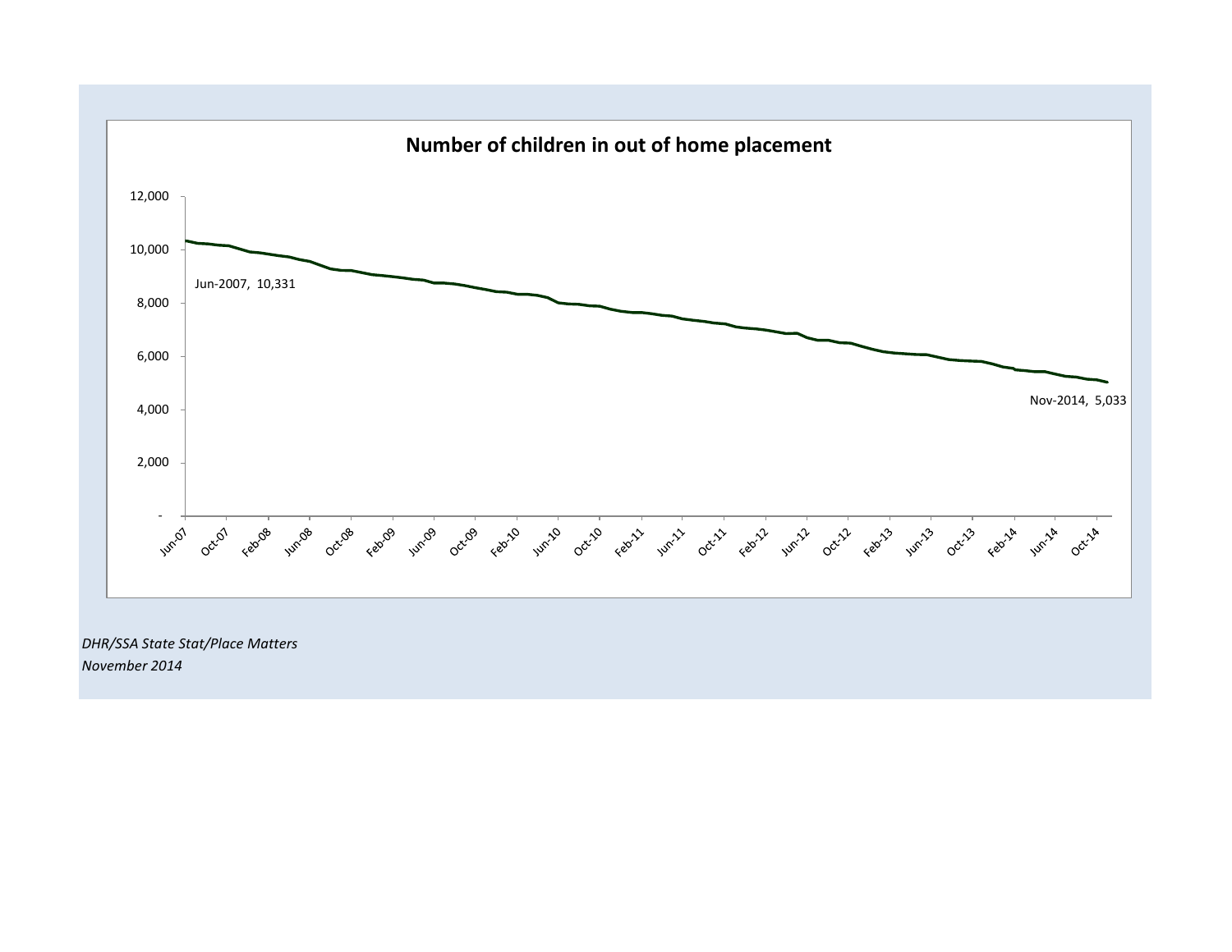## Number of children in out of home placement

Jun-2007, 10,331

Nov-2014, 5,033

*DHR/SSA State Stat/Place Matters*
*November 2014*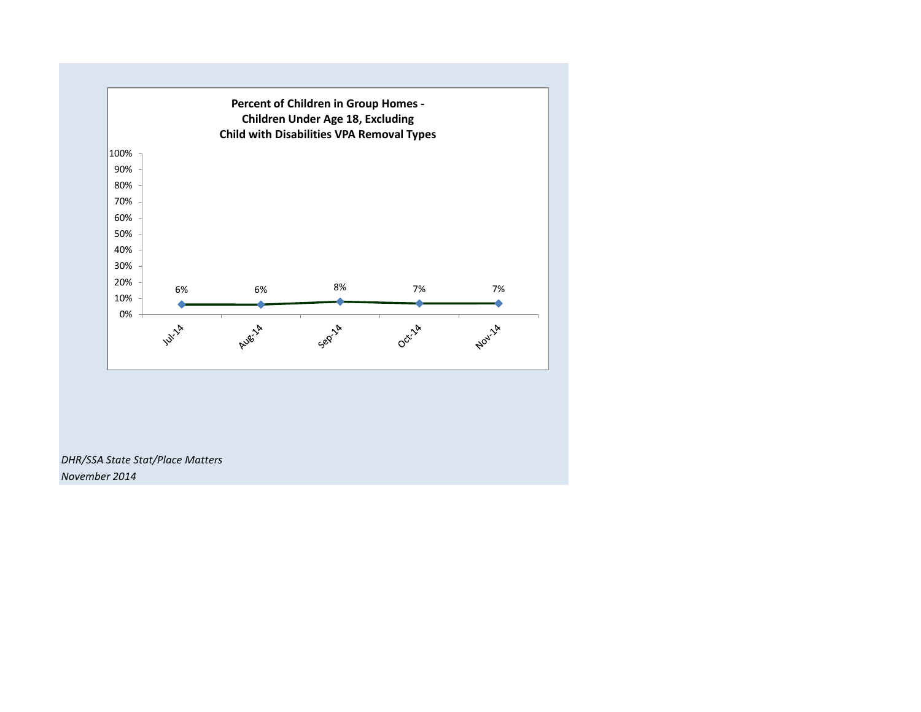**Percent of Children in Group Homes - Children Under Age 18, Excluding Child with Disabilities VPA Removal Types**

| Month | Percent |
| --- | --- |
| Jul-14 | 6% |
| Aug-14 | 6% |
| Sep-14 | 8% |
| Oct-14 | 7% |
| Nov-14 | 7% |

*DHR/SSA State Stat/Place Matters*
*November 2014*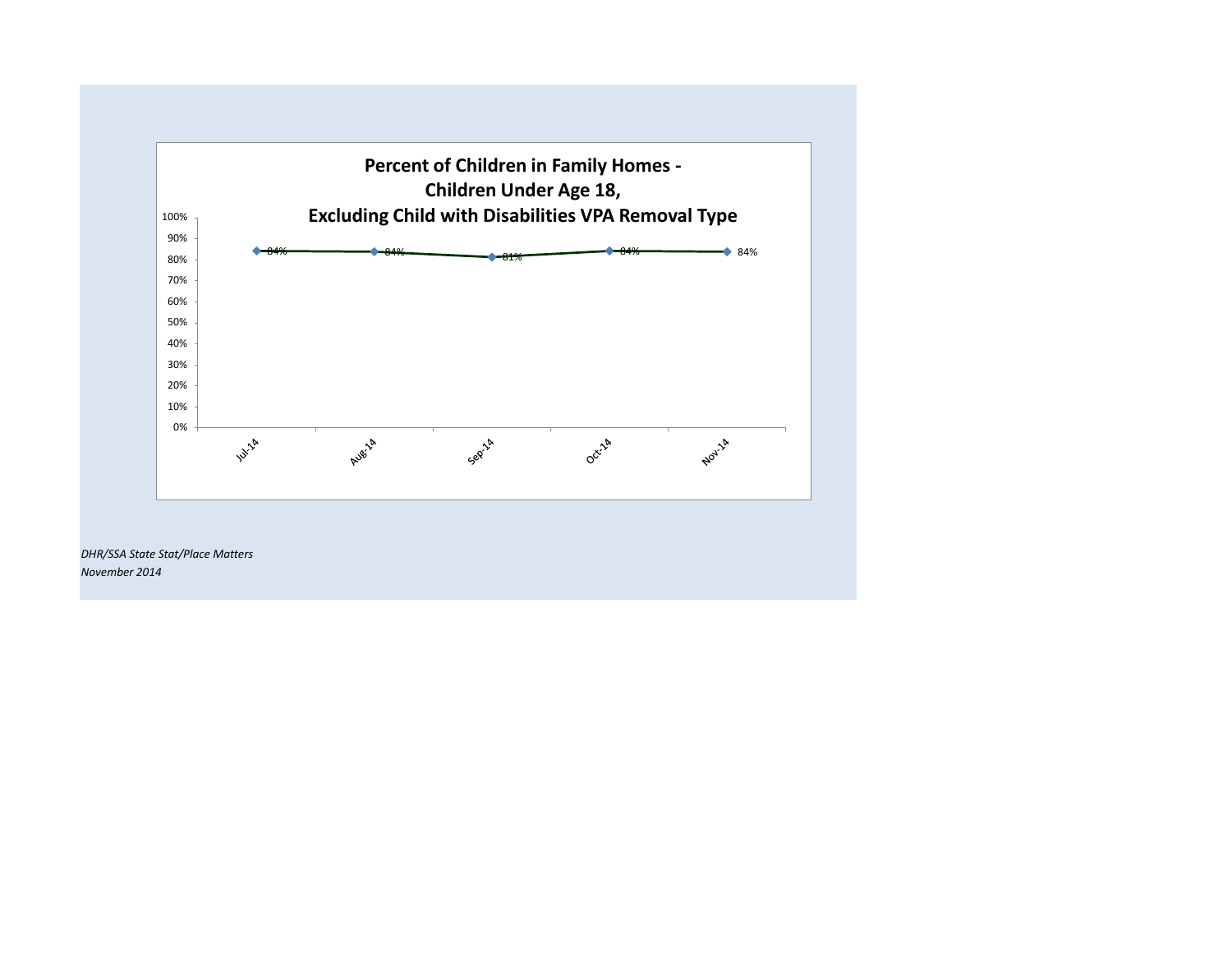**Percent of Children in Family Homes - Children Under Age 18, Excluding Child with Disabilities VPA Removal Type**

| Month | Percent |
|---|---|
| Jul-14 | 84% |
| Aug-14 | 84% |
| Sep-14 | 81% |
| Oct-14 | 84% |
| Nov-14 | 84% |

*DHR/SSA State Stat/Place Matters*
*November 2014*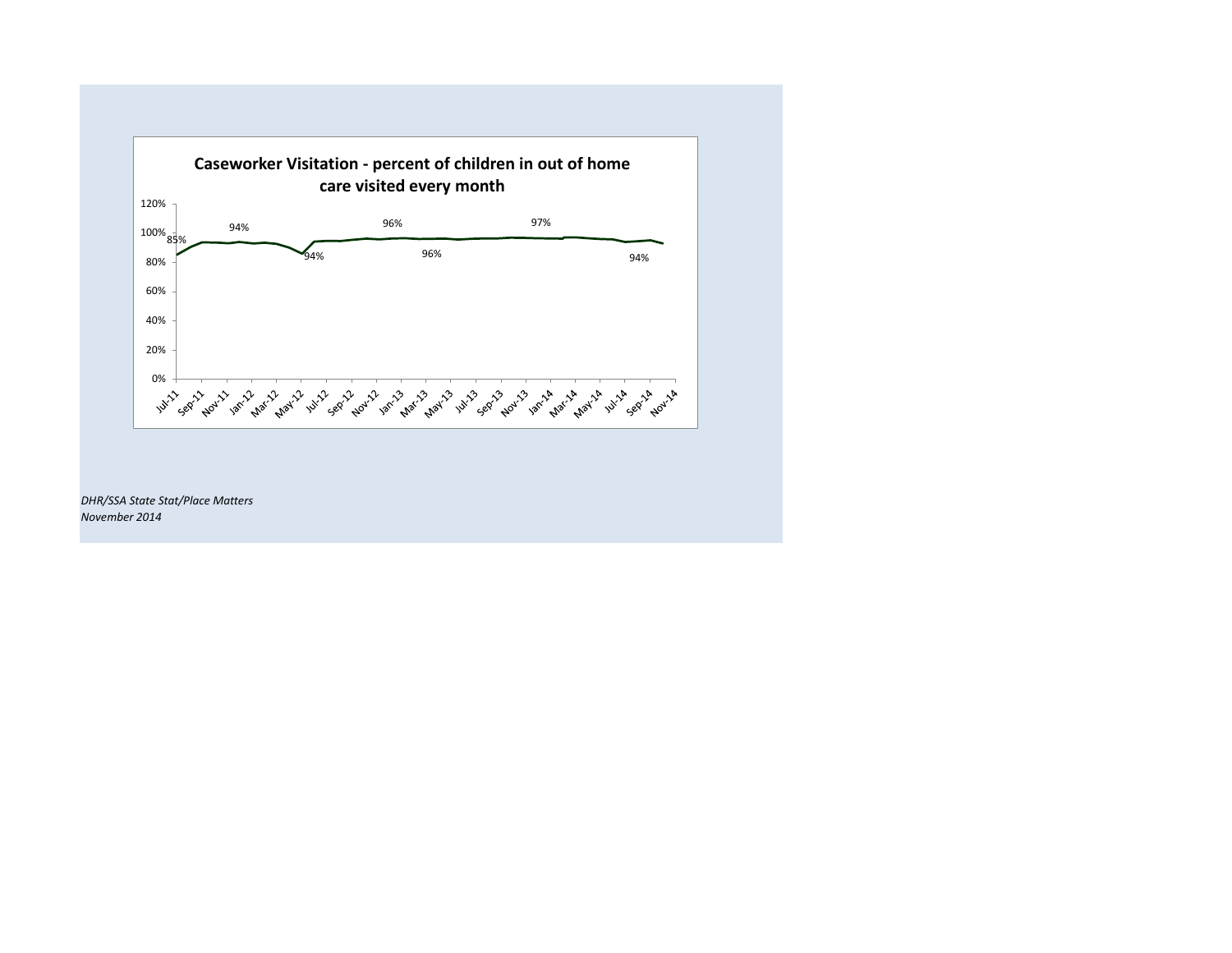**Caseworker Visitation - percent of children in out of home care visited every month**

| | |
|---|---|
| 120% | |
| 100% | 85% |
| 80% | 94% |
| 60% | 94% |
| 40% | 96% |
| 20% | 96% |
| 0% | 97% |
| | 94% |

Jul-11, Sep-11, Nov-11, Jan-12, Mar-12, May-12, Jul-12, Sep-12, Nov-12, Jan-13, Mar-13, May-13, Jul-13, Sep-13, Nov-13, Jan-14, Mar-14, May-14, Jul-14, Sep-14, Nov-14

*DHR/SSA State Stat/Place Matters*
*November 2014*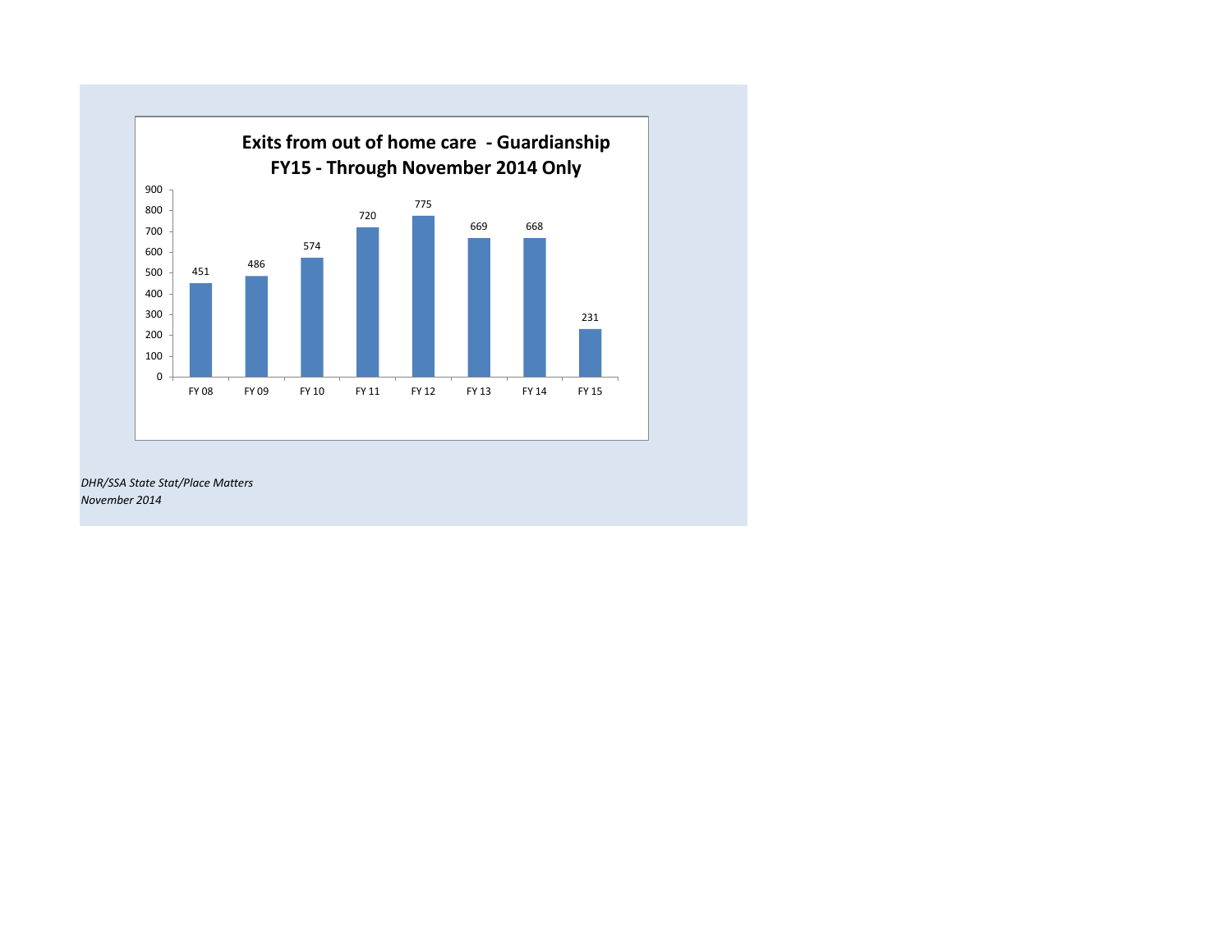## Exits from out of home care - Guardianship FY15 - Through November 2014 Only

| Fiscal Year | Exits |
|---|---|
| FY 08 | 451 |
| FY 09 | 486 |
| FY 10 | 574 |
| FY 11 | 720 |
| FY 12 | 775 |
| FY 13 | 669 |
| FY 14 | 668 |
| FY 15 | 231 |

*DHR/SSA State Stat/Place Matters*
*November 2014*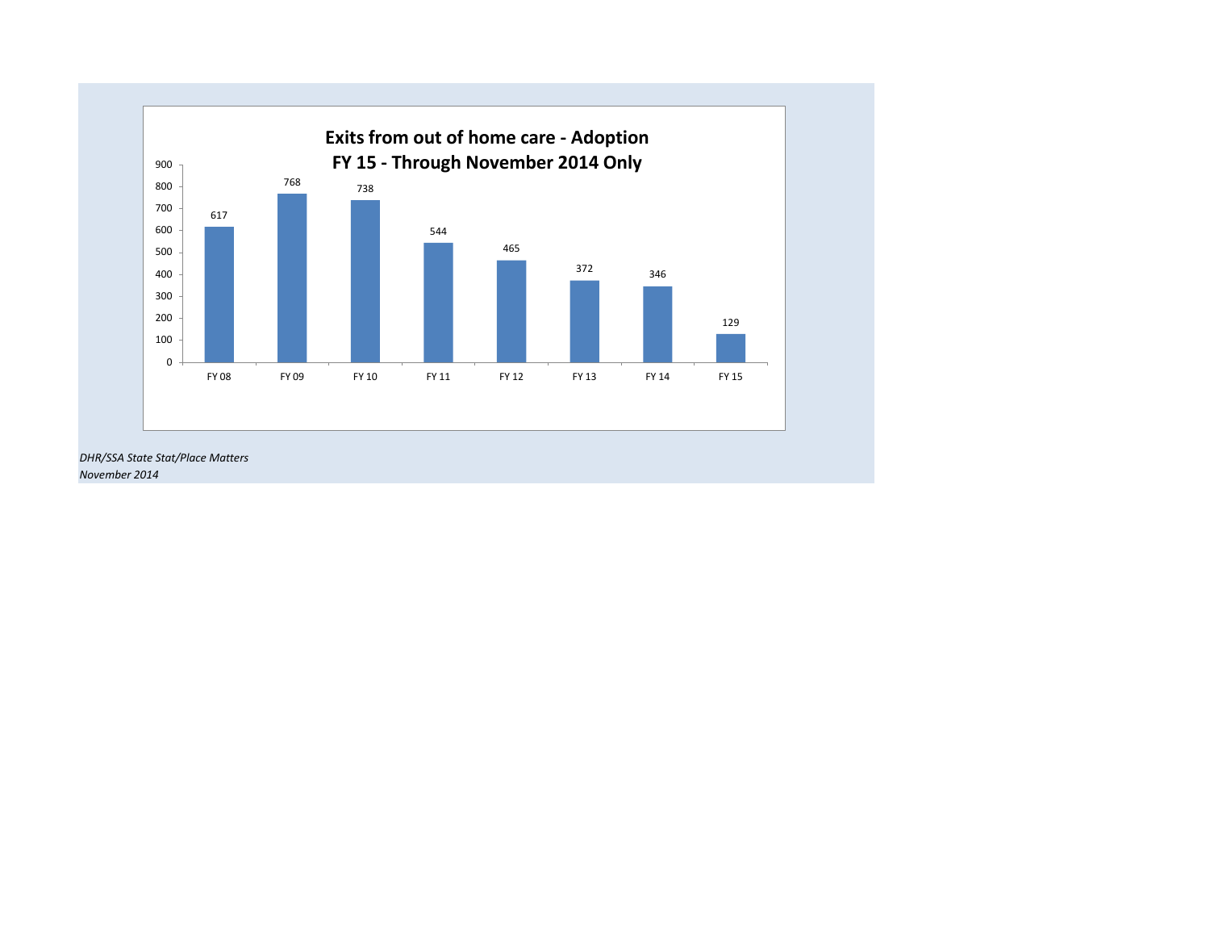**Exits from out of home care - Adoption**
**FY 15 - Through November 2014 Only**

900
800
700
600
500
400
300
200
100
0

617
768
738
544
465
372
346
129

FY 08
FY 09
FY 10
FY 11
FY 12
FY 13
FY 14
FY 15

*DHR/SSA State Stat/Place Matters*
*November 2014*